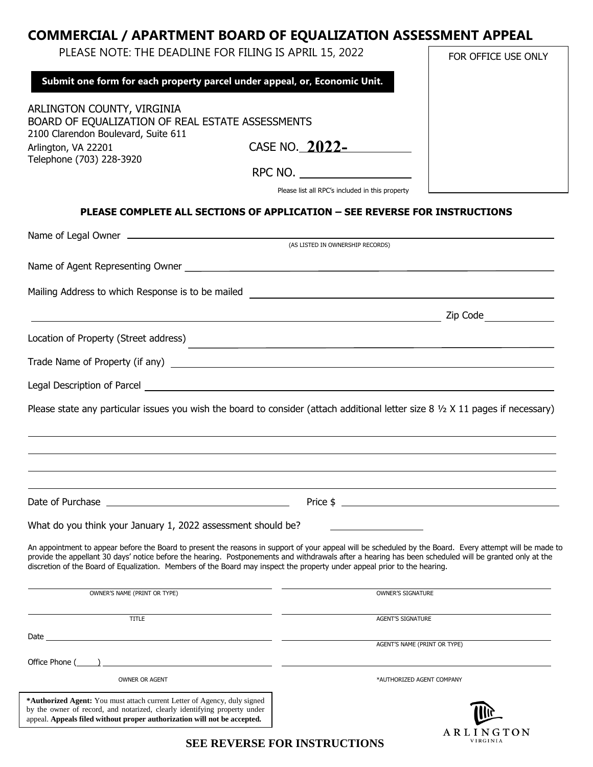# COMMERCIAL / APARTMENT BOARD OF EQUALIZATION ASSESSMENT APPEAL

PLEASE NOTE: THE DEADLINE FOR FILING IS APRIL 15, 2022

FOR OFFICE USE ONLY

**Submit one form for each property parcel under appeal, or, Economic Unit.**

ARLINGTON COUNTY, VIRGINIA
BOARD OF EQUALIZATION OF REAL ESTATE ASSESSMENTS
2100 Clarendon Boulevard, Suite 611
Arlington, VA 22201
Telephone (703) 228-3920

CASE NO. **2022-**\_\_\_\_\_\_\_\_\_\_

RPC NO. \_\_\_\_\_\_\_\_\_\_\_\_\_\_\_\_
Please list all RPC's included in this property

**PLEASE COMPLETE ALL SECTIONS OF APPLICATION – SEE REVERSE FOR INSTRUCTIONS**

Name of Legal Owner \_\_\_\_\_\_\_\_\_\_\_\_\_\_\_\_\_\_\_\_\_\_\_\_\_\_\_\_\_\_\_\_\_\_\_\_\_\_\_\_
(AS LISTED IN OWNERSHIP RECORDS)

Name of Agent Representing Owner \_\_\_\_\_\_\_\_\_\_\_\_\_\_\_\_\_\_\_\_\_\_\_\_\_\_\_\_\_\_\_\_\_\_\_\_\_\_\_\_

Mailing Address to which Response is to be mailed \_\_\_\_\_\_\_\_\_\_\_\_\_\_\_\_\_\_\_\_\_\_\_\_\_\_\_\_\_\_\_\_

\_\_\_\_\_\_\_\_\_\_\_\_\_\_\_\_\_\_\_\_\_\_\_\_\_\_\_\_\_\_\_\_\_\_\_\_\_\_\_\_ Zip Code \_\_\_\_\_\_\_\_\_\_

Location of Property (Street address) \_\_\_\_\_\_\_\_\_\_\_\_\_\_\_\_\_\_\_\_\_\_\_\_\_\_\_\_\_\_\_\_\_\_\_\_\_\_\_\_

Trade Name of Property (if any) \_\_\_\_\_\_\_\_\_\_\_\_\_\_\_\_\_\_\_\_\_\_\_\_\_\_\_\_\_\_\_\_\_\_\_\_\_\_\_\_

Legal Description of Parcel \_\_\_\_\_\_\_\_\_\_\_\_\_\_\_\_\_\_\_\_\_\_\_\_\_\_\_\_\_\_\_\_\_\_\_\_\_\_\_\_

Please state any particular issues you wish the board to consider (attach additional letter size 8 ½ X 11 pages if necessary)

\_\_\_\_\_\_\_\_\_\_\_\_\_\_\_\_\_\_\_\_\_\_\_\_\_\_\_\_\_\_\_\_\_\_\_\_\_\_\_\_\_\_\_\_\_\_\_\_\_\_\_\_\_\_\_\_\_\_\_\_\_\_\_\_\_\_\_\_\_\_\_\_\_\_\_\_

\_\_\_\_\_\_\_\_\_\_\_\_\_\_\_\_\_\_\_\_\_\_\_\_\_\_\_\_\_\_\_\_\_\_\_\_\_\_\_\_\_\_\_\_\_\_\_\_\_\_\_\_\_\_\_\_\_\_\_\_\_\_\_\_\_\_\_\_\_\_\_\_\_\_\_\_

\_\_\_\_\_\_\_\_\_\_\_\_\_\_\_\_\_\_\_\_\_\_\_\_\_\_\_\_\_\_\_\_\_\_\_\_\_\_\_\_\_\_\_\_\_\_\_\_\_\_\_\_\_\_\_\_\_\_\_\_\_\_\_\_\_\_\_\_\_\_\_\_\_\_\_\_

\_\_\_\_\_\_\_\_\_\_\_\_\_\_\_\_\_\_\_\_\_\_\_\_\_\_\_\_\_\_\_\_\_\_\_\_\_\_\_\_\_\_\_\_\_\_\_\_\_\_\_\_\_\_\_\_\_\_\_\_\_\_\_\_\_\_\_\_\_\_\_\_\_\_\_\_

Date of Purchase \_\_\_\_\_\_\_\_\_\_\_\_\_\_\_\_\_\_\_\_ Price $ \_\_\_\_\_\_\_\_\_\_\_\_\_\_\_\_\_\_\_\_

What do you think your January 1, 2022 assessment should be? \_\_\_\_\_\_\_\_\_\_\_\_\_\_\_\_

An appointment to appear before the Board to present the reasons in support of your appeal will be scheduled by the Board. Every attempt will be made to provide the appellant 30 days' notice before the hearing. Postponements and withdrawals after a hearing has been scheduled will be granted only at the discretion of the Board of Equalization. Members of the Board may inspect the property under appeal prior to the hearing.

| | |
|---|---|
| \_\_\_\_\_\_\_\_\_\_\_\_\_\_\_\_\_\_\_\_ OWNER'S NAME (PRINT OR TYPE) | \_\_\_\_\_\_\_\_\_\_\_\_\_\_\_\_\_\_\_\_ OWNER'S SIGNATURE |
| \_\_\_\_\_\_\_\_\_\_\_\_\_\_\_\_\_\_\_\_ TITLE | \_\_\_\_\_\_\_\_\_\_\_\_\_\_\_\_\_\_\_\_ AGENT'S SIGNATURE |
| Date \_\_\_\_\_\_\_\_\_\_\_\_\_\_\_\_\_\_\_\_ | \_\_\_\_\_\_\_\_\_\_\_\_\_\_\_\_\_\_\_\_ AGENT'S NAME (PRINT OR TYPE) |
| Office Phone (\_\_\_\_\_) \_\_\_\_\_\_\_\_\_\_\_\_\_\_\_\_\_\_\_\_ OWNER OR AGENT | \_\_\_\_\_\_\_\_\_\_\_\_\_\_\_\_\_\_\_\_ *AUTHORIZED AGENT COMPANY |

***Authorized Agent:** You must attach current Letter of Agency, duly signed by the owner of record, and notarized, clearly identifying property under appeal. **Appeals filed without proper authorization will not be accepted.**

ARLINGTON VIRGINIA

**SEE REVERSE FOR INSTRUCTIONS**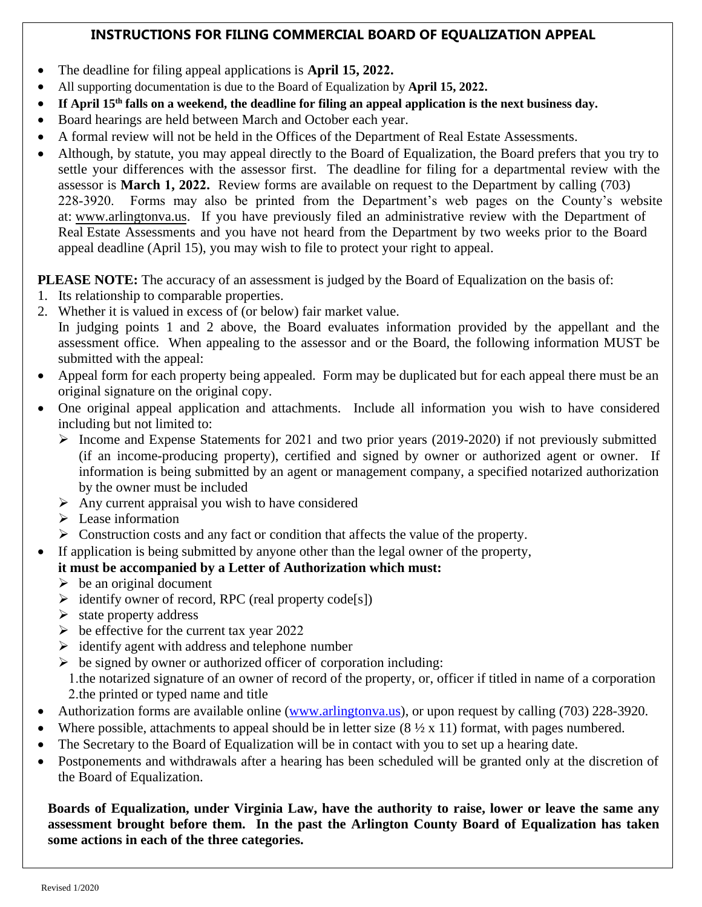## INSTRUCTIONS FOR FILING COMMERCIAL BOARD OF EQUALIZATION APPEAL

- The deadline for filing appeal applications is **April 15, 2022.**
- All supporting documentation is due to the Board of Equalization by **April 15, 2022.**
- **If April 15th falls on a weekend, the deadline for filing an appeal application is the next business day.**
- Board hearings are held between March and October each year.
- A formal review will not be held in the Offices of the Department of Real Estate Assessments.
- Although, by statute, you may appeal directly to the Board of Equalization, the Board prefers that you try to settle your differences with the assessor first. The deadline for filing for a departmental review with the assessor is **March 1, 2022.** Review forms are available on request to the Department by calling (703) 228-3920. Forms may also be printed from the Department's web pages on the County's website at: www.arlingtonva.us. If you have previously filed an administrative review with the Department of Real Estate Assessments and you have not heard from the Department by two weeks prior to the Board appeal deadline (April 15), you may wish to file to protect your right to appeal.

**PLEASE NOTE:** The accuracy of an assessment is judged by the Board of Equalization on the basis of:

1. Its relationship to comparable properties.
2. Whether it is valued in excess of (or below) fair market value.

   In judging points 1 and 2 above, the Board evaluates information provided by the appellant and the assessment office. When appealing to the assessor and or the Board, the following information MUST be submitted with the appeal:

- Appeal form for each property being appealed. Form may be duplicated but for each appeal there must be an original signature on the original copy.
- One original appeal application and attachments. Include all information you wish to have considered including but not limited to:
  - Income and Expense Statements for 2021 and two prior years (2019-2020) if not previously submitted (if an income-producing property), certified and signed by owner or authorized agent or owner. If information is being submitted by an agent or management company, a specified notarized authorization by the owner must be included
  - Any current appraisal you wish to have considered
  - Lease information
  - Construction costs and any fact or condition that affects the value of the property.
- If application is being submitted by anyone other than the legal owner of the property, **it must be accompanied by a Letter of Authorization which must:**
  - be an original document
  - identify owner of record, RPC (real property code[s])
  - state property address
  - be effective for the current tax year 2022
  - identify agent with address and telephone number
  - be signed by owner or authorized officer of corporation including:
    1. the notarized signature of an owner of record of the property, or, officer if titled in name of a corporation
    2. the printed or typed name and title
- Authorization forms are available online (www.arlingtonva.us), or upon request by calling (703) 228-3920.
- Where possible, attachments to appeal should be in letter size (8 ½ x 11) format, with pages numbered.
- The Secretary to the Board of Equalization will be in contact with you to set up a hearing date.
- Postponements and withdrawals after a hearing has been scheduled will be granted only at the discretion of the Board of Equalization.

**Boards of Equalization, under Virginia Law, have the authority to raise, lower or leave the same any assessment brought before them. In the past the Arlington County Board of Equalization has taken some actions in each of the three categories.**

Revised 1/2020